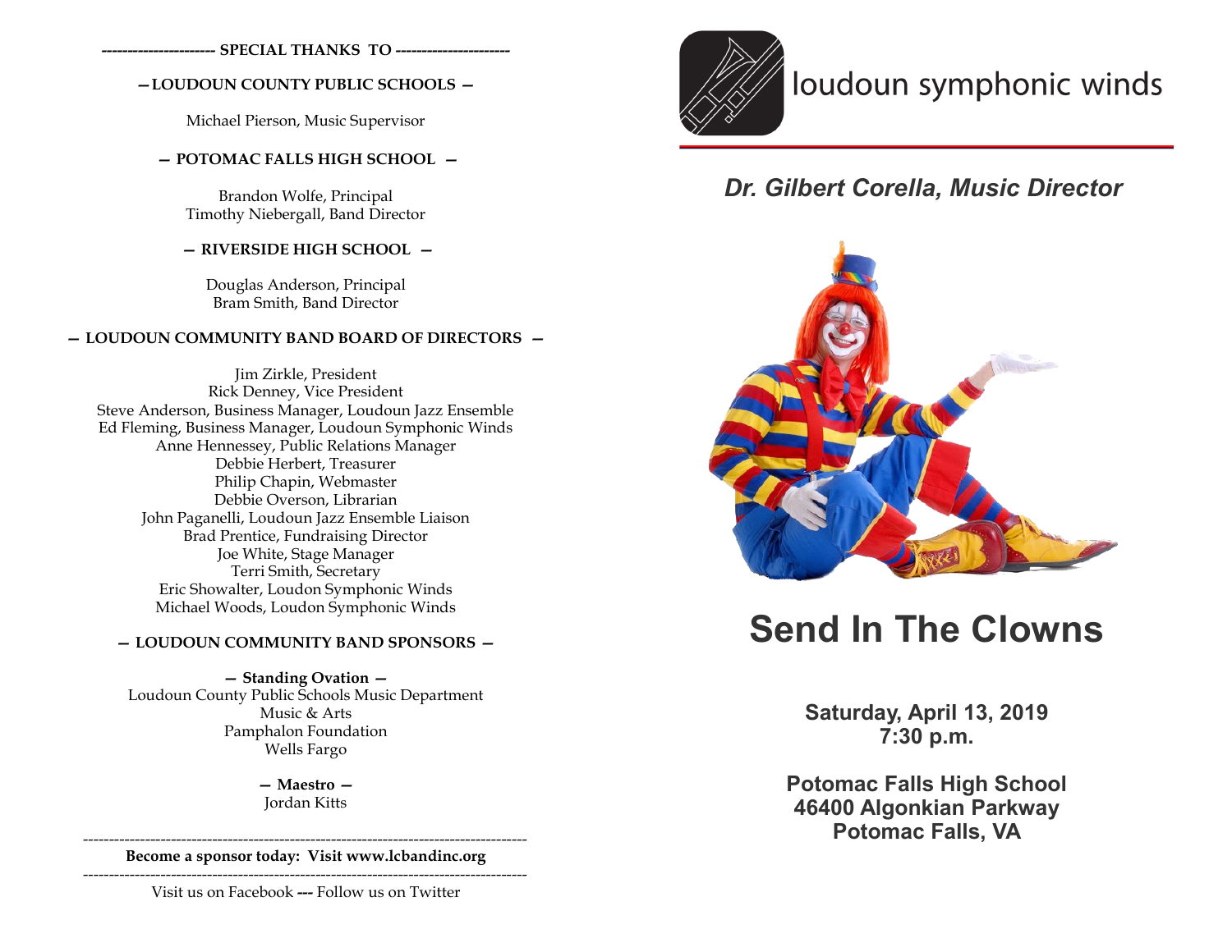---------------------- SPECIAL THANKS TO ----------------------

**— LOUDOUN COUNTY PUBLIC SCHOOLS —**

Michael Pierson, Music Supervisor

**— POTOMAC FALLS HIGH SCHOOL —**

Brandon Wolfe, Principal
Timothy Niebergall, Band Director

**— RIVERSIDE HIGH SCHOOL —**

Douglas Anderson, Principal
Bram Smith, Band Director

**— LOUDOUN COMMUNITY BAND BOARD OF DIRECTORS —**

Jim Zirkle, President
Rick Denney, Vice President
Steve Anderson, Business Manager, Loudoun Jazz Ensemble
Ed Fleming, Business Manager, Loudoun Symphonic Winds
Anne Hennessey, Public Relations Manager
Debbie Herbert, Treasurer
Philip Chapin, Webmaster
Debbie Overson, Librarian
John Paganelli, Loudoun Jazz Ensemble Liaison
Brad Prentice, Fundraising Director
Joe White, Stage Manager
Terri Smith, Secretary
Eric Showalter, Loudon Symphonic Winds
Michael Woods, Loudon Symphonic Winds

**— LOUDOUN COMMUNITY BAND SPONSORS —**

**— Standing Ovation —**
Loudoun County Public Schools Music Department
Music & Arts
Pamphalon Foundation
Wells Fargo

**— Maestro —**
Jordan Kitts

---

**Become a sponsor today: Visit www.lcbandinc.org**

---

Visit us on Facebook --- Follow us on Twitter

# loudoun symphonic winds

***Dr. Gilbert Corella, Music Director***

# Send In The Clowns

**Saturday, April 13, 2019**
**7:30 p.m.**

**Potomac Falls High School**
**46400 Algonkian Parkway**
**Potomac Falls, VA**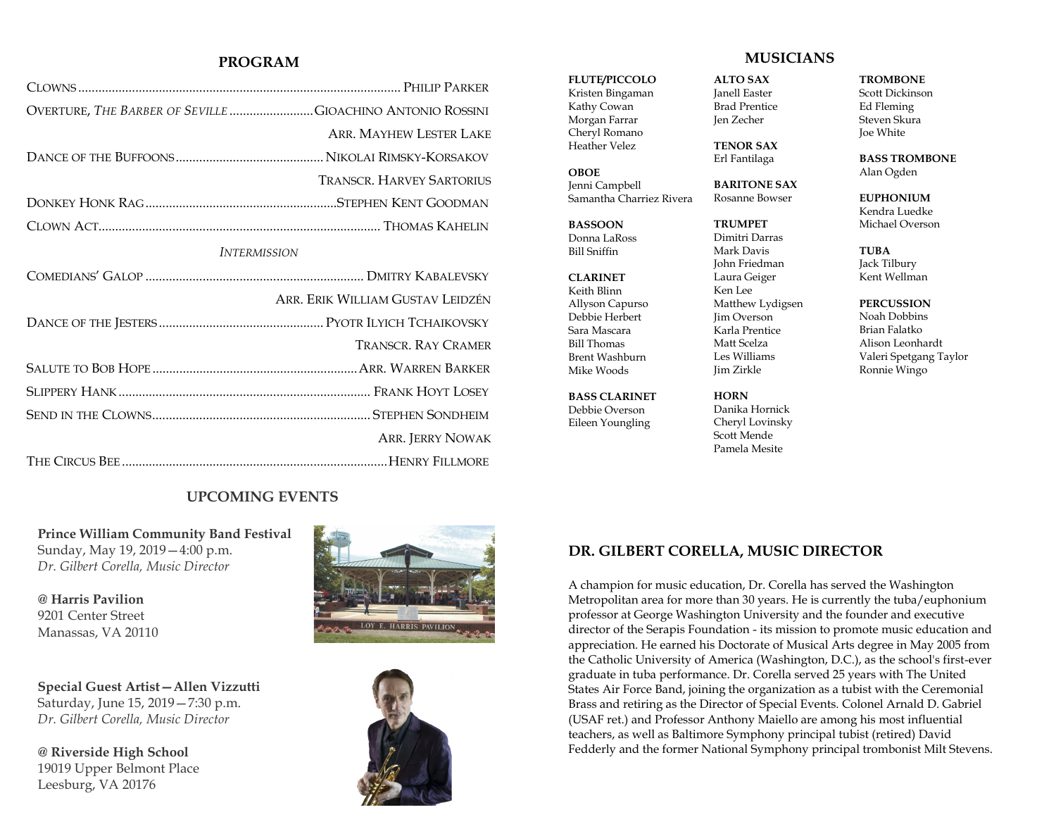## PROGRAM

Clowns .......... Philip Parker

Overture, *The Barber of Seville* .......... Gioachino Antonio Rossini
Arr. Mayhew Lester Lake

Dance of the Buffoons .......... Nikolai Rimsky-Korsakov
Transcr. Harvey Sartorius

Donkey Honk Rag .......... Stephen Kent Goodman

Clown Act .......... Thomas Kahelin

*Intermission*

Comedians' Galop .......... Dmitry Kabalevsky
Arr. Erik William Gustav Leidzén

Dance of the Jesters .......... Pyotr Ilyich Tchaikovsky
Transcr. Ray Cramer

Salute to Bob Hope .......... Arr. Warren Barker

Slippery Hank .......... Frank Hoyt Losey

Send in the Clowns .......... Stephen Sondheim
Arr. Jerry Nowak

The Circus Bee .......... Henry Fillmore

## UPCOMING EVENTS

**Prince William Community Band Festival**
Sunday, May 19, 2019—4:00 p.m.
*Dr. Gilbert Corella, Music Director*

**@ Harris Pavilion**
9201 Center Street
Manassas, VA 20110

**Special Guest Artist—Allen Vizzutti**
Saturday, June 15, 2019—7:30 p.m.
*Dr. Gilbert Corella, Music Director*

**@ Riverside High School**
19019 Upper Belmont Place
Leesburg, VA 20176

## MUSICIANS

**FLUTE/PICCOLO**
Kristen Bingaman
Kathy Cowan
Morgan Farrar
Cheryl Romano
Heather Velez

**OBOE**
Jenni Campbell
Samantha Charriez Rivera

**BASSOON**
Donna LaRoss
Bill Sniffin

**CLARINET**
Keith Blinn
Allyson Capurso
Debbie Herbert
Sara Mascara
Bill Thomas
Brent Washburn
Mike Woods

**BASS CLARINET**
Debbie Overson
Eileen Youngling

**ALTO SAX**
Janell Easter
Brad Prentice
Jen Zecher

**TENOR SAX**
Erl Fantilaga

**BARITONE SAX**
Rosanne Bowser

**TRUMPET**
Dimitri Darras
Mark Davis
John Friedman
Laura Geiger
Ken Lee
Matthew Lydigsen
Jim Overson
Karla Prentice
Matt Scelza
Les Williams
Jim Zirkle

**HORN**
Danika Hornick
Cheryl Lovinsky
Scott Mende
Pamela Mesite

**TROMBONE**
Scott Dickinson
Ed Fleming
Steven Skura
Joe White

**BASS TROMBONE**
Alan Ogden

**EUPHONIUM**
Kendra Luedke
Michael Overson

**TUBA**
Jack Tilbury
Kent Wellman

**PERCUSSION**
Noah Dobbins
Brian Falatko
Alison Leonhardt
Valeri Spetgang Taylor
Ronnie Wingo

## DR. GILBERT CORELLA, MUSIC DIRECTOR

A champion for music education, Dr. Corella has served the Washington Metropolitan area for more than 30 years. He is currently the tuba/euphonium professor at George Washington University and the founder and executive director of the Serapis Foundation - its mission to promote music education and appreciation. He earned his Doctorate of Musical Arts degree in May 2005 from the Catholic University of America (Washington, D.C.), as the school's first-ever graduate in tuba performance. Dr. Corella served 25 years with The United States Air Force Band, joining the organization as a tubist with the Ceremonial Brass and retiring as the Director of Special Events. Colonel Arnald D. Gabriel (USAF ret.) and Professor Anthony Maiello are among his most influential teachers, as well as Baltimore Symphony principal tubist (retired) David Fedderly and the former National Symphony principal trombonist Milt Stevens.